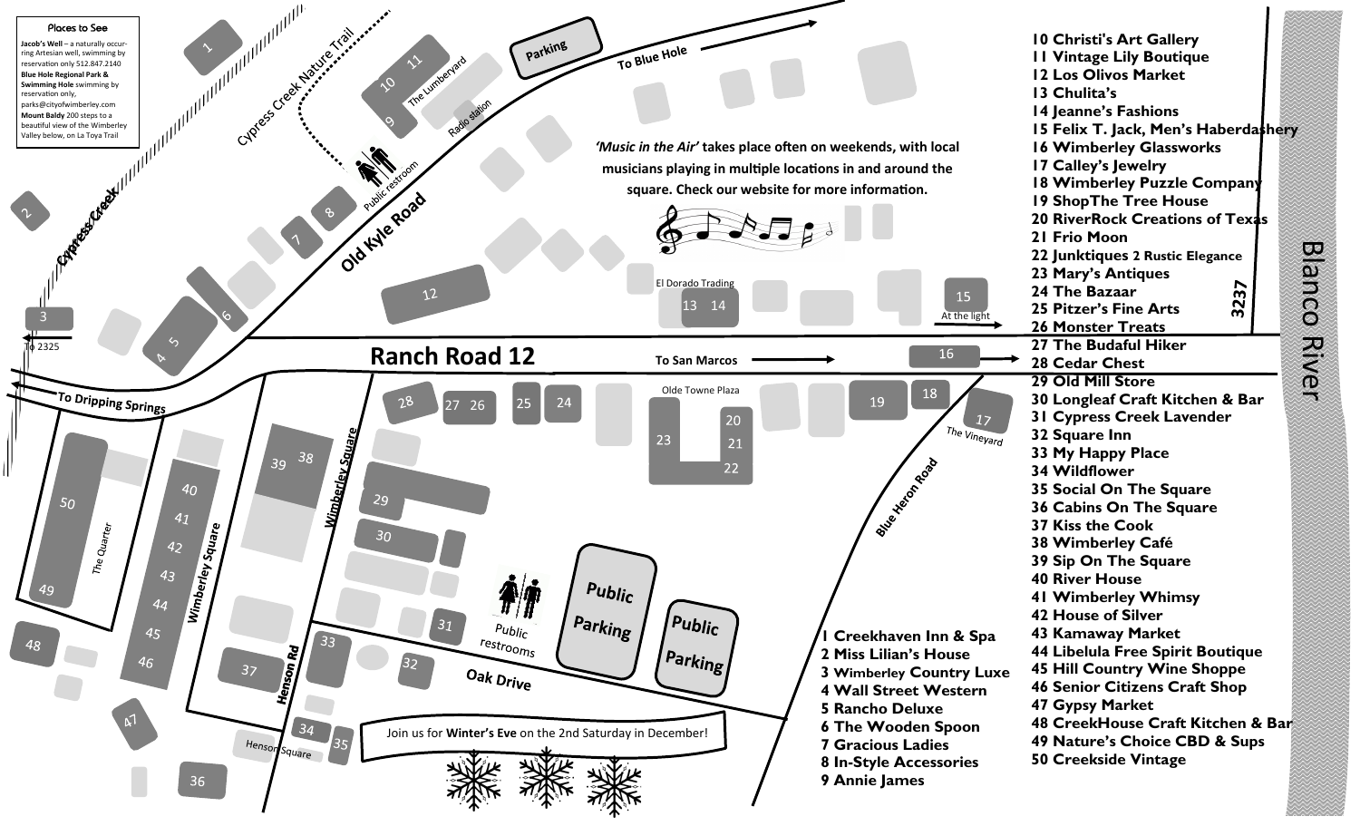## Places to See

**Jacob's Well** – a naturally occurring Artesian well, swimming by reservation only 512.847.2140

**Blue Hole Regional Park & Swimming Hole** swimming by reservation only, parks@cityofwimberley.com

**Mount Baldy** 200 steps to a beautiful view of the Wimberley Valley below, on La Toya Trail

***'Music in the Air'*** **takes place often on weekends, with local musicians playing in multiple locations in and around the square. Check our website for more information.**

Join us for **Winter's Eve** on the 2nd Saturday in December!

Cypress Creek Nature Trail · Cypress Creek · Old Kyle Road · Ranch Road 12 · To Blue Hole · To San Marcos · To Dripping Springs · To 2325 · 3237 · Blanco River · Blue Heron Road · Wimberley Square · Henson Rd · Henson Square · Oak Drive · The Quarter · The Lumberyard · Radio station · Olde Towne Plaza · El Dorado Trading · The Vineyard · At the light · Parking · Public Parking · Public restroom · Public restrooms

1. Creekhaven Inn & Spa
2. Miss Lilian's House
3. Wimberley Country Luxe
4. Wall Street Western
5. Rancho Deluxe
6. The Wooden Spoon
7. Gracious Ladies
8. In-Style Accessories
9. Annie James
10. Christi's Art Gallery
11. Vintage Lily Boutique
12. Los Olivos Market
13. Chulita's
14. Jeanne's Fashions
15. Felix T. Jack, Men's Haberdashery
16. Wimberley Glassworks
17. Calley's Jewelry
18. Wimberley Puzzle Company
19. ShopThe Tree House
20. RiverRock Creations of Texas
21. Frio Moon
22. Junktiques 2 Rustic Elegance
23. Mary's Antiques
24. The Bazaar
25. Pitzer's Fine Arts
26. Monster Treats
27. The Budaful Hiker
28. Cedar Chest
29. Old Mill Store
30. Longleaf Craft Kitchen & Bar
31. Cypress Creek Lavender
32. Square Inn
33. My Happy Place
34. Wildflower
35. Social On The Square
36. Cabins On The Square
37. Kiss the Cook
38. Wimberley Café
39. Sip On The Square
40. River House
41. Wimberley Whimsy
42. House of Silver
43. Kamaway Market
44. Libelula Free Spirit Boutique
45. Hill Country Wine Shoppe
46. Senior Citizens Craft Shop
47. Gypsy Market
48. CreekHouse Craft Kitchen & Bar
49. Nature's Choice CBD & Sups
50. Creekside Vintage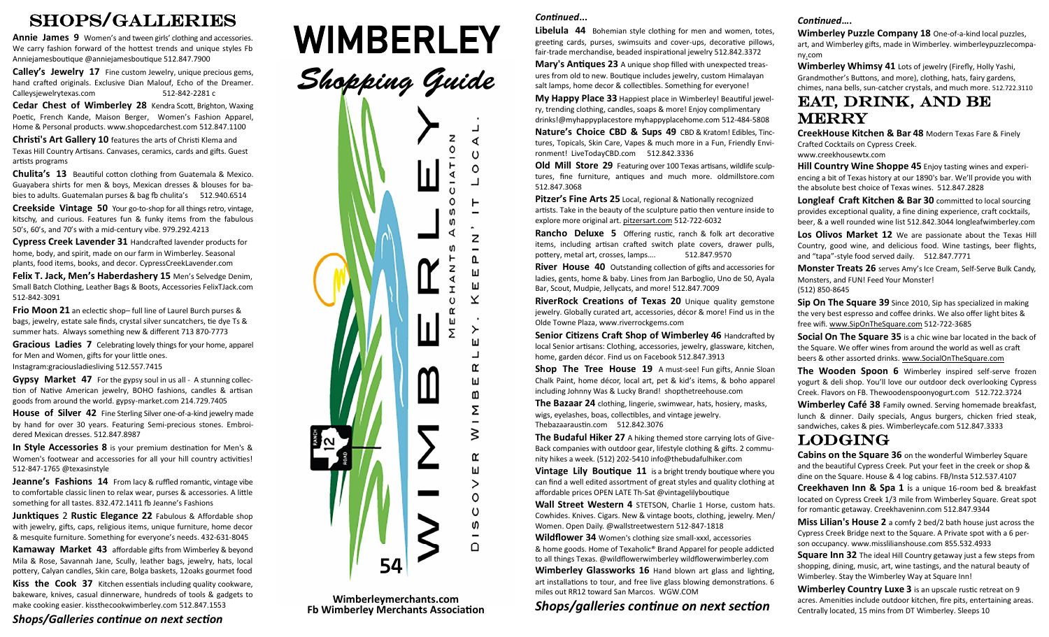# SHOPS/GALLERIES

**Annie James 9** Women's and tween girls' clothing and accessories. We carry fashion forward of the hottest trends and unique styles Fb Anniejamesboutique @anniejamesboutique 512.847.7900

**Calley's Jewelry 17** Fine custom Jewelry, unique precious gems, hand crafted originals. Exclusive Dian Malouf, Echo of the Dreamer. Calleysjewelrytexas.com 512-842-2281 c

**Cedar Chest of Wimberley 28** Kendra Scott, Brighton, Waxing Poetic, French Kande, Maison Berger, Women's Fashion Apparel, Home & Personal products. www.shopcedarchest.com 512.847.1100

**Christi's Art Gallery 10** features the arts of Christi Klema and Texas Hill Country Artisans. Canvases, ceramics, cards and gifts. Guest artists programs

**Chulita's 13** Beautiful cotton clothing from Guatemala & Mexico. Guayabera shirts for men & boys, Mexican dresses & blouses for babies to adults. Guatemalan purses & bag fb chulita's 512.940.6514

**Creekside Vintage 50** Your go-to-shop for all things retro, vintage, kitschy, and curious. Features fun & funky items from the fabulous 50's, 60's, and 70's with a mid-century vibe. 979.292.4213

**Cypress Creek Lavender 31** Handcrafted lavender products for home, body, and spirit, made on our farm in Wimberley. Seasonal plants, food items, books, and decor. CypressCreekLavender.com

**Felix T. Jack, Men's Haberdashery 15** Men's Selvedge Denim, Small Batch Clothing, Leather Bags & Boots, Accessories FelixTJack.com 512-842-3091

**Frio Moon 21** an eclectic shop– full line of Laurel Burch purses & bags, jewelry, estate sale finds, crystal silver suncatchers, tie dye Ts & summer hats. Always something new & different 713 870-7773

**Gracious Ladies 7** Celebrating lovely things for your home, apparel for Men and Women, gifts for your little ones. Instagram:graciousladiesliving 512.557.7415

**Gypsy Market 47** For the gypsy soul in us all - A stunning collection of Native American jewelry, BOHO fashions, candles & artisan goods from around the world. gypsy-market.com 214.729.7405

**House of Silver 42** Fine Sterling Silver one-of-a-kind jewelry made by hand for over 30 years. Featuring Semi-precious stones. Embroidered Mexican dresses. 512.847.8987

**In Style Accessories 8** is your premium destination for Men's & Women's footwear and accessories for all your hill country activities! 512-847-1765 @texasinstyle

**Jeanne's Fashions 14** From lacy & ruffled romantic, vintage vibe to comfortable classic linen to relax wear, purses & accessories. A little something for all tastes. 832.472.1411 fb Jeanne's Fashions

**Junktiques** 2 **Rustic Elegance 22** Fabulous & Affordable shop with jewelry, gifts, caps, religious items, unique furniture, home decor & mesquite furniture. Something for everyone's needs. 432-631-8045

**Kamaway Market 43** affordable gifts from Wimberley & beyond Mila & Rose, Savannah Jane, Scully, leather bags, jewelry, hats, local pottery, Calyan candles, Skin care, Bolga baskets, 12oaks gourmet food

**Kiss the Cook 37** Kitchen essentials including quality cookware, bakeware, knives, casual dinnerware, hundreds of tools & gadgets to make cooking easier. kissthecookwimberley.com 512.847.1553

***Shops/Galleries continue on next section***

# WIMBERLEY
## Shopping Guide

WIMBERLEY

DISCOVER WIMBERLEY. KEEPIN' IT LOCAL.
MERCHANTS ASSOCIATION

RANCH 12 ROAD

54

**Wimberleymerchants.com**
**Fb Wimberley Merchants Association**

***Continued...***

**Libelula 44** Bohemian style clothing for men and women, totes, greeting cards, purses, swimsuits and cover-ups, decorative pillows, fair-trade merchandise, beaded inspirational jewelry 512.842.3372

**Mary's Antiques 23** A unique shop filled with unexpected treasures from old to new. Boutique includes jewelry, custom Himalayan salt lamps, home decor & collectibles. Something for everyone!

**My Happy Place 33** Happiest place in Wimberley! Beautiful jewelry, trending clothing, candles, soaps & more! Enjoy complimentary drinks!@myhappyplacestore myhappyplacehome.com 512-484-5808

**Nature's Choice CBD & Sups 49** CBD & Kratom! Edibles, Tinctures, Topicals, Skin Care, Vapes & much more in a Fun, Friendly Environment! LiveTodayCBD.com 512.842.3336

**Old Mill Store 29** Featuring over 100 Texas artisans, wildlife sculptures, fine furniture, antiques and much more. oldmillstore.com 512.847.3068

**Pitzer's Fine Arts 25** Local, regional & Nationally recognized artists. Take in the beauty of the sculpture patio then venture inside to explore more original art. pitzersart.com 512-722-6032

**Rancho Deluxe 5** Offering rustic, ranch & folk art decorative items, including artisan crafted switch plate covers, drawer pulls, pottery, metal art, crosses, lamps.... 512.847.9570

**River House 40** Outstanding collection of gifts and accessories for ladies, gents, home & baby. Lines from Jan Barboglio, Uno de 50, Ayala Bar, Scout, Mudpie, Jellycats, and more! 512.847.7009

**RiverRock Creations of Texas 20** Unique quality gemstone jewelry. Globally curated art, accessories, décor & more! Find us in the Olde Towne Plaza, www.riverrockgems.com

**Senior Citizens Craft Shop of Wimberley 46** Handcrafted by local Senior artisans: Clothing, accessories, jewelry, glassware, kitchen, home, garden décor. Find us on Facebook 512.847.3913

**Shop The Tree House 19** A must-see! Fun gifts, Annie Sloan Chalk Paint, home décor, local art, pet & kid's items, & boho apparel including Johnny Was & Lucky Brand! shopthetreehouse.com

**The Bazaar 24** clothing, lingerie, swimwear, hats, hosiery, masks, wigs, eyelashes, boas, collectibles, and vintage jewelry. Thebazaaraustin.com 512.842.3076

**The Budaful Hiker 27** A hiking themed store carrying lots of Give-Back companies with outdoor gear, lifestyle clothing & gifts. 2 community hikes a week. (512) 202-5410 info@thebudafulhiker.com

**Vintage Lily Boutique 11** is a bright trendy boutique where you can find a well edited assortment of great styles and quality clothing at affordable prices OPEN LATE Th-Sat @vintagelilyboutique

**Wall Street Western 4** STETSON, Charlie 1 Horse, custom hats. Cowhides. Knives. Cigars. New & vintage boots, clothing, jewelry. Men/Women. Open Daily. @wallstreetwestern 512-847-1818

**Wildflower 34** Women's clothing size small-xxxl, accessories & home goods. Home of Texaholic® Brand Apparel for people addicted to all things Texas. @wildflowerwimberley wildflowerwimberley.com

**Wimberley Glassworks 16** Hand blown art glass and lighting, art installations to tour, and free live glass blowing demonstrations. 6 miles out RR12 toward San Marcos. WGW.COM

***Shops/galleries continue on next section***

***Continued….***

**Wimberley Puzzle Company 18** One-of-a-kind local puzzles, art, and Wimberley gifts, made in Wimberley. wimberleypuzzlecompany.com

**Wimberley Whimsy 41** Lots of jewelry (Firefly, Holly Yashi, Grandmother's Buttons, and more), clothing, hats, fairy gardens, chimes, nana bells, sun-catcher crystals, and much more. 512.722.3110

# EAT, DRINK, AND BE MERRY

**CreekHouse Kitchen & Bar 48** Modern Texas Fare & Finely Crafted Cocktails on Cypress Creek. www.creekhousewtx.com

**Hill Country Wine Shoppe 45** Enjoy tasting wines and experiencing a bit of Texas history at our 1890's bar. We'll provide you with the absolute best choice of Texas wines. 512.847.2828

**Longleaf Craft Kitchen & Bar 30** committed to local sourcing provides exceptional quality, a fine dining experience, craft cocktails, beer, & a well rounded wine list 512.842.3044 longleafwimberley.com

**Los Olivos Market 12** We are passionate about the Texas Hill Country, good wine, and delicious food. Wine tastings, beer flights, and "tapa"-style food served daily. 512.847.7771

**Monster Treats 26** serves Amy's Ice Cream, Self-Serve Bulk Candy, Monsters, and FUN! Feed Your Monster! (512) 850-8645

**Sip On The Square 39** Since 2010, Sip has specialized in making the very best espresso and coffee drinks. We also offer light bites & free wifi. www.SipOnTheSquare.com 512-722-3685

**Social On The Square 35** is a chic wine bar located in the back of the Square. We offer wines from around the world as well as craft beers & other assorted drinks. www.SocialOnTheSquare.com

**The Wooden Spoon 6** Wimberley inspired self-serve frozen yogurt & deli shop. You'll love our outdoor deck overlooking Cypress Creek. Flavors on FB. Thewoodenspoonyogurt.com 512.722.3724

**Wimberley Café 38** Family owned. Serving homemade breakfast, lunch & dinner. Daily specials, Angus burgers, chicken fried steak, sandwiches, cakes & pies. Wimberleycafe.com 512.847.3333

# LODGING

**Cabins on the Square 36** on the wonderful Wimberley Square and the beautiful Cypress Creek. Put your feet in the creek or shop & dine on the Square. House & 4 log cabins. FB/Insta 512.537.4107

**Creekhaven Inn & Spa 1** is a unique 16-room bed & breakfast located on Cypress Creek 1/3 mile from Wimberley Square. Great spot for romantic getaway. Creekhaveninn.com 512.847.9344

**Miss Lilian's House 2** a comfy 2 bed/2 bath house just across the Cypress Creek Bridge next to the Square. A Private spot with a 6 person occupancy. www.misslilianshouse.com 855.532.4933

**Square Inn 32** The ideal Hill Country getaway just a few steps from shopping, dining, music, art, wine tastings, and the natural beauty of Wimberley. Stay the Wimberley Way at Square Inn!

**Wimberley Country Luxe 3** is an upscale rustic retreat on 9 acres. Amenities include outdoor kitchen, fire pits, entertaining areas. Centrally located, 15 mins from DT Wimberley. Sleeps 10